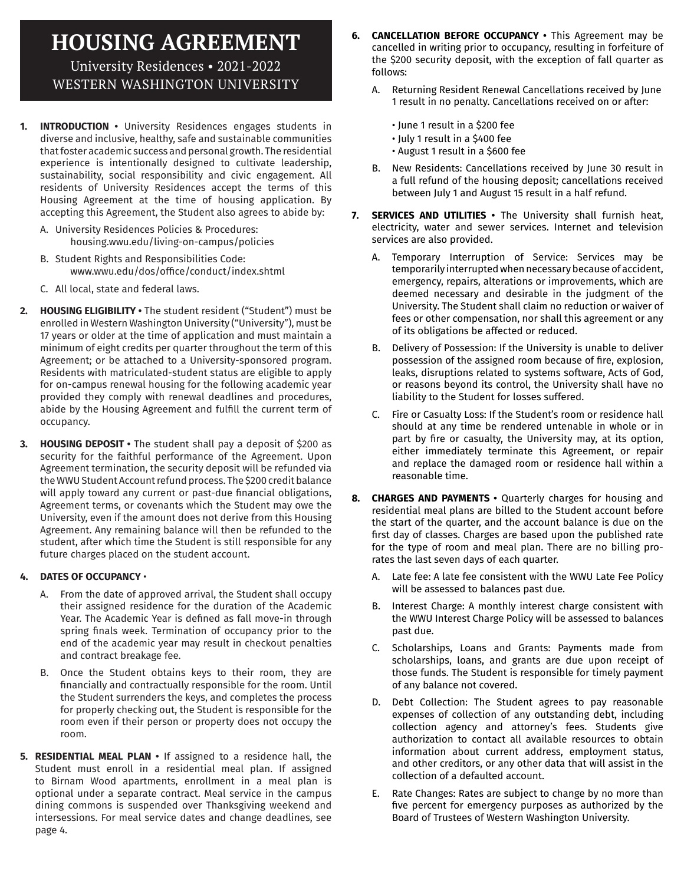# HOUSING AGREEMENT

University Residences • 2021-2022

WESTERN WASHINGTON UNIVERSITY

1. **INTRODUCTION** • University Residences engages students in diverse and inclusive, healthy, safe and sustainable communities that foster academic success and personal growth. The residential experience is intentionally designed to cultivate leadership, sustainability, social responsibility and civic engagement. All residents of University Residences accept the terms of this Housing Agreement at the time of housing application. By accepting this Agreement, the Student also agrees to abide by:

   A. University Residences Policies & Procedures: housing.wwu.edu/living-on-campus/policies

   B. Student Rights and Responsibilities Code: www.wwu.edu/dos/office/conduct/index.shtml

   C. All local, state and federal laws.

2. **HOUSING ELIGIBILITY** • The student resident ("Student") must be enrolled in Western Washington University ("University"), must be 17 years or older at the time of application and must maintain a minimum of eight credits per quarter throughout the term of this Agreement; or be attached to a University-sponsored program. Residents with matriculated-student status are eligible to apply for on-campus renewal housing for the following academic year provided they comply with renewal deadlines and procedures, abide by the Housing Agreement and fulfill the current term of occupancy.

3. **HOUSING DEPOSIT** • The student shall pay a deposit of $200 as security for the faithful performance of the Agreement. Upon Agreement termination, the security deposit will be refunded via the WWU Student Account refund process. The $200 credit balance will apply toward any current or past-due financial obligations, Agreement terms, or covenants which the Student may owe the University, even if the amount does not derive from this Housing Agreement. Any remaining balance will then be refunded to the student, after which time the Student is still responsible for any future charges placed on the student account.

4. **DATES OF OCCUPANCY** •

   A. From the date of approved arrival, the Student shall occupy their assigned residence for the duration of the Academic Year. The Academic Year is defined as fall move-in through spring finals week. Termination of occupancy prior to the end of the academic year may result in checkout penalties and contract breakage fee.

   B. Once the Student obtains keys to their room, they are financially and contractually responsible for the room. Until the Student surrenders the keys, and completes the process for properly checking out, the Student is responsible for the room even if their person or property does not occupy the room.

5. **RESIDENTIAL MEAL PLAN** • If assigned to a residence hall, the Student must enroll in a residential meal plan. If assigned to Birnam Wood apartments, enrollment in a meal plan is optional under a separate contract. Meal service in the campus dining commons is suspended over Thanksgiving weekend and intersessions. For meal service dates and change deadlines, see page 4.

6. **CANCELLATION BEFORE OCCUPANCY** • This Agreement may be cancelled in writing prior to occupancy, resulting in forfeiture of the $200 security deposit, with the exception of fall quarter as follows:

   A. Returning Resident Renewal Cancellations received by June 1 result in no penalty. Cancellations received on or after:

      - June 1 result in a $200 fee
      - July 1 result in a $400 fee
      - August 1 result in a $600 fee

   B. New Residents: Cancellations received by June 30 result in a full refund of the housing deposit; cancellations received between July 1 and August 15 result in a half refund.

7. **SERVICES AND UTILITIES** • The University shall furnish heat, electricity, water and sewer services. Internet and television services are also provided.

   A. Temporary Interruption of Service: Services may be temporarily interrupted when necessary because of accident, emergency, repairs, alterations or improvements, which are deemed necessary and desirable in the judgment of the University. The Student shall claim no reduction or waiver of fees or other compensation, nor shall this agreement or any of its obligations be affected or reduced.

   B. Delivery of Possession: If the University is unable to deliver possession of the assigned room because of fire, explosion, leaks, disruptions related to systems software, Acts of God, or reasons beyond its control, the University shall have no liability to the Student for losses suffered.

   C. Fire or Casualty Loss: If the Student's room or residence hall should at any time be rendered untenable in whole or in part by fire or casualty, the University may, at its option, either immediately terminate this Agreement, or repair and replace the damaged room or residence hall within a reasonable time.

8. **CHARGES AND PAYMENTS** • Quarterly charges for housing and residential meal plans are billed to the Student account before the start of the quarter, and the account balance is due on the first day of classes. Charges are based upon the published rate for the type of room and meal plan. There are no billing prorates the last seven days of each quarter.

   A. Late fee: A late fee consistent with the WWU Late Fee Policy will be assessed to balances past due.

   B. Interest Charge: A monthly interest charge consistent with the WWU Interest Charge Policy will be assessed to balances past due.

   C. Scholarships, Loans and Grants: Payments made from scholarships, loans, and grants are due upon receipt of those funds. The Student is responsible for timely payment of any balance not covered.

   D. Debt Collection: The Student agrees to pay reasonable expenses of collection of any outstanding debt, including collection agency and attorney's fees. Students give authorization to contact all available resources to obtain information about current address, employment status, and other creditors, or any other data that will assist in the collection of a defaulted account.

   E. Rate Changes: Rates are subject to change by no more than five percent for emergency purposes as authorized by the Board of Trustees of Western Washington University.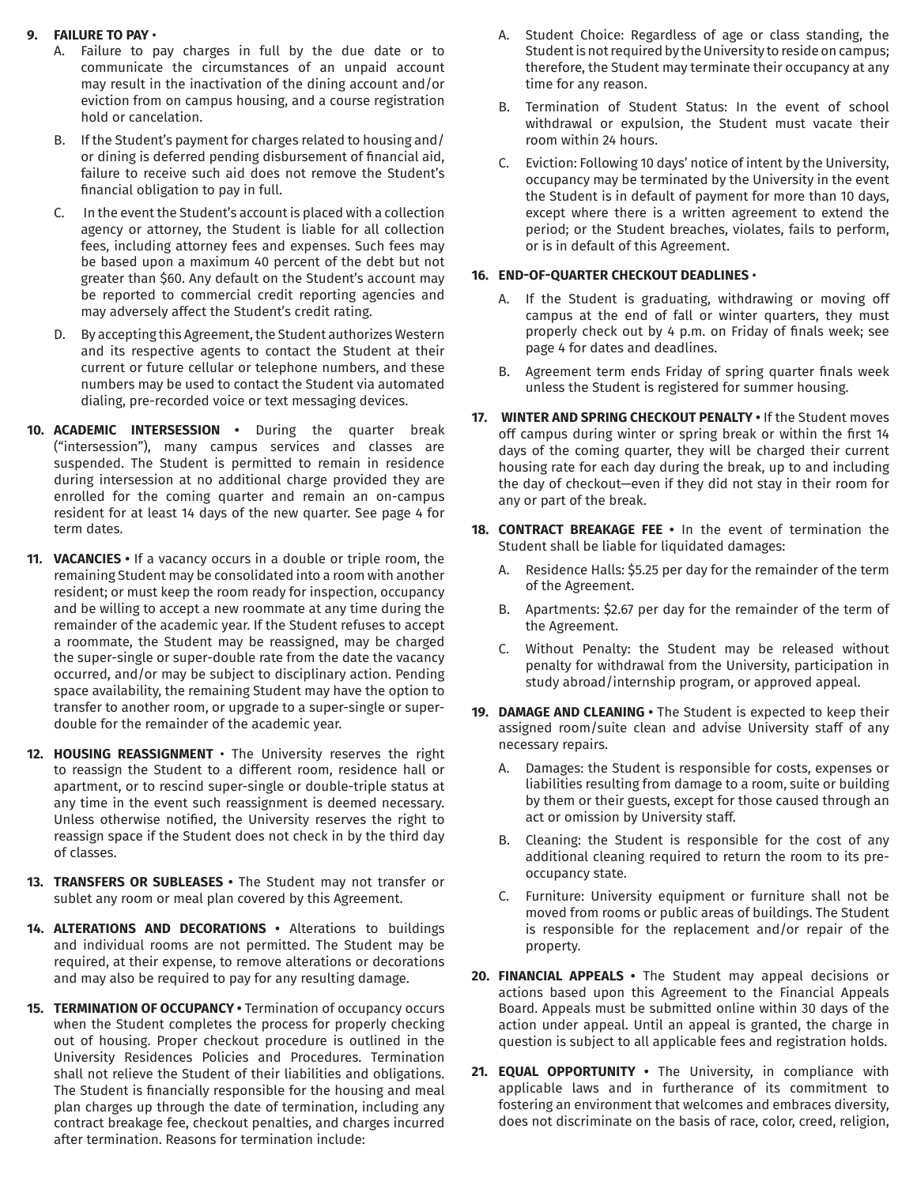**9. FAILURE TO PAY •**

A. Failure to pay charges in full by the due date or to communicate the circumstances of an unpaid account may result in the inactivation of the dining account and/or eviction from on campus housing, and a course registration hold or cancelation.

B. If the Student's payment for charges related to housing and/or dining is deferred pending disbursement of financial aid, failure to receive such aid does not remove the Student's financial obligation to pay in full.

C. In the event the Student's account is placed with a collection agency or attorney, the Student is liable for all collection fees, including attorney fees and expenses. Such fees may be based upon a maximum 40 percent of the debt but not greater than $60. Any default on the Student's account may be reported to commercial credit reporting agencies and may adversely affect the Student's credit rating.

D. By accepting this Agreement, the Student authorizes Western and its respective agents to contact the Student at their current or future cellular or telephone numbers, and these numbers may be used to contact the Student via automated dialing, pre-recorded voice or text messaging devices.

**10. ACADEMIC INTERSESSION •** During the quarter break ("intersession"), many campus services and classes are suspended. The Student is permitted to remain in residence during intersession at no additional charge provided they are enrolled for the coming quarter and remain an on-campus resident for at least 14 days of the new quarter. See page 4 for term dates.

**11. VACANCIES •** If a vacancy occurs in a double or triple room, the remaining Student may be consolidated into a room with another resident; or must keep the room ready for inspection, occupancy and be willing to accept a new roommate at any time during the remainder of the academic year. If the Student refuses to accept a roommate, the Student may be reassigned, may be charged the super-single or super-double rate from the date the vacancy occurred, and/or may be subject to disciplinary action. Pending space availability, the remaining Student may have the option to transfer to another room, or upgrade to a super-single or super-double for the remainder of the academic year.

**12. HOUSING REASSIGNMENT •** The University reserves the right to reassign the Student to a different room, residence hall or apartment, or to rescind super-single or double-triple status at any time in the event such reassignment is deemed necessary. Unless otherwise notified, the University reserves the right to reassign space if the Student does not check in by the third day of classes.

**13. TRANSFERS OR SUBLEASES •** The Student may not transfer or sublet any room or meal plan covered by this Agreement.

**14. ALTERATIONS AND DECORATIONS •** Alterations to buildings and individual rooms are not permitted. The Student may be required, at their expense, to remove alterations or decorations and may also be required to pay for any resulting damage.

**15. TERMINATION OF OCCUPANCY •** Termination of occupancy occurs when the Student completes the process for properly checking out of housing. Proper checkout procedure is outlined in the University Residences Policies and Procedures. Termination shall not relieve the Student of their liabilities and obligations. The Student is financially responsible for the housing and meal plan charges up through the date of termination, including any contract breakage fee, checkout penalties, and charges incurred after termination. Reasons for termination include:

A. Student Choice: Regardless of age or class standing, the Student is not required by the University to reside on campus; therefore, the Student may terminate their occupancy at any time for any reason.

B. Termination of Student Status: In the event of school withdrawal or expulsion, the Student must vacate their room within 24 hours.

C. Eviction: Following 10 days' notice of intent by the University, occupancy may be terminated by the University in the event the Student is in default of payment for more than 10 days, except where there is a written agreement to extend the period; or the Student breaches, violates, fails to perform, or is in default of this Agreement.

**16. END-OF-QUARTER CHECKOUT DEADLINES •**

A. If the Student is graduating, withdrawing or moving off campus at the end of fall or winter quarters, they must properly check out by 4 p.m. on Friday of finals week; see page 4 for dates and deadlines.

B. Agreement term ends Friday of spring quarter finals week unless the Student is registered for summer housing.

**17. WINTER AND SPRING CHECKOUT PENALTY •** If the Student moves off campus during winter or spring break or within the first 14 days of the coming quarter, they will be charged their current housing rate for each day during the break, up to and including the day of checkout—even if they did not stay in their room for any or part of the break.

**18. CONTRACT BREAKAGE FEE •** In the event of termination the Student shall be liable for liquidated damages:

A. Residence Halls: $5.25 per day for the remainder of the term of the Agreement.

B. Apartments: $2.67 per day for the remainder of the term of the Agreement.

C. Without Penalty: the Student may be released without penalty for withdrawal from the University, participation in study abroad/internship program, or approved appeal.

**19. DAMAGE AND CLEANING •** The Student is expected to keep their assigned room/suite clean and advise University staff of any necessary repairs.

A. Damages: the Student is responsible for costs, expenses or liabilities resulting from damage to a room, suite or building by them or their guests, except for those caused through an act or omission by University staff.

B. Cleaning: the Student is responsible for the cost of any additional cleaning required to return the room to its pre-occupancy state.

C. Furniture: University equipment or furniture shall not be moved from rooms or public areas of buildings. The Student is responsible for the replacement and/or repair of the property.

**20. FINANCIAL APPEALS •** The Student may appeal decisions or actions based upon this Agreement to the Financial Appeals Board. Appeals must be submitted online within 30 days of the action under appeal. Until an appeal is granted, the charge in question is subject to all applicable fees and registration holds.

**21. EQUAL OPPORTUNITY •** The University, in compliance with applicable laws and in furtherance of its commitment to fostering an environment that welcomes and embraces diversity, does not discriminate on the basis of race, color, creed, religion,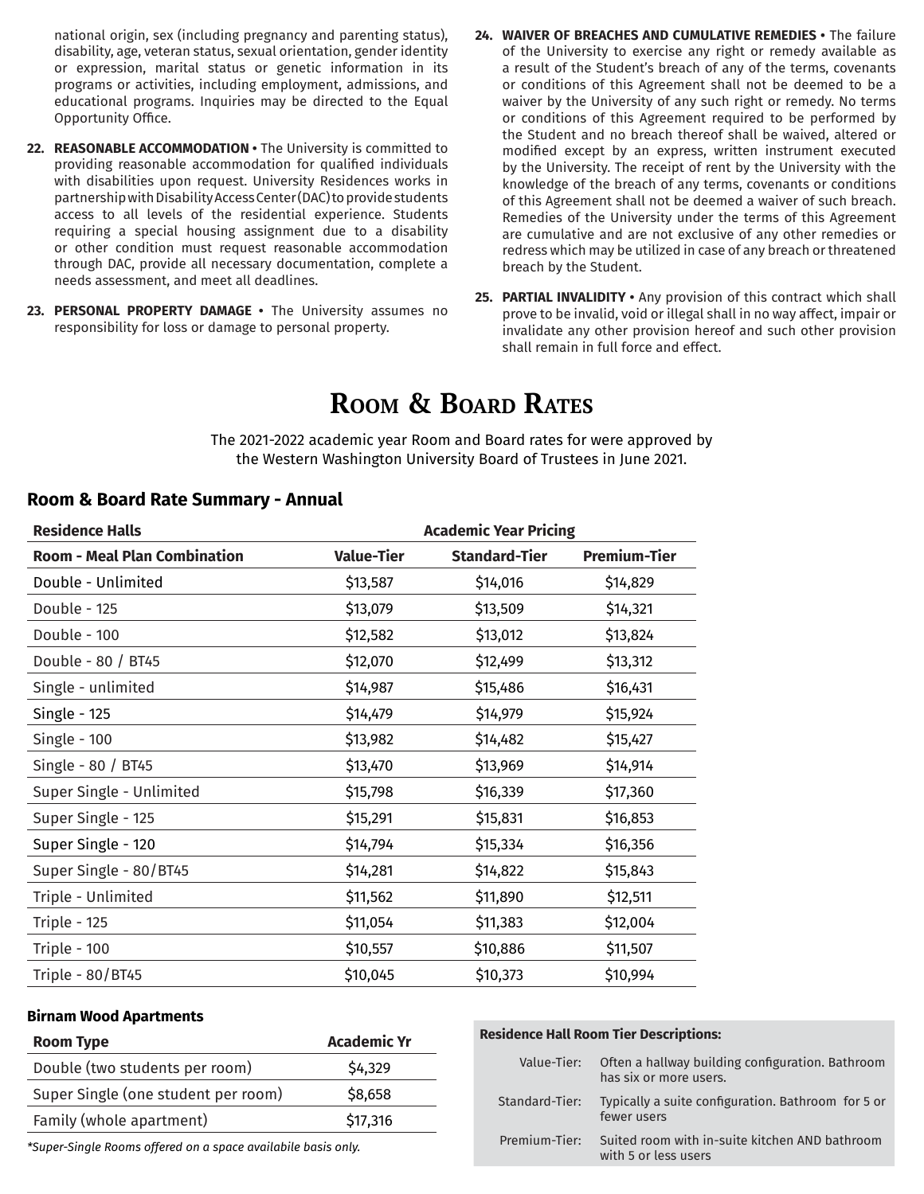national origin, sex (including pregnancy and parenting status), disability, age, veteran status, sexual orientation, gender identity or expression, marital status or genetic information in its programs or activities, including employment, admissions, and educational programs. Inquiries may be directed to the Equal Opportunity Office.

22. **REASONABLE ACCOMMODATION** • The University is committed to providing reasonable accommodation for qualified individuals with disabilities upon request. University Residences works in partnership with Disability Access Center (DAC) to provide students access to all levels of the residential experience. Students requiring a special housing assignment due to a disability or other condition must request reasonable accommodation through DAC, provide all necessary documentation, complete a needs assessment, and meet all deadlines.

23. **PERSONAL PROPERTY DAMAGE** • The University assumes no responsibility for loss or damage to personal property.

24. **WAIVER OF BREACHES AND CUMULATIVE REMEDIES** • The failure of the University to exercise any right or remedy available as a result of the Student's breach of any of the terms, covenants or conditions of this Agreement shall not be deemed to be a waiver by the University of any such right or remedy. No terms or conditions of this Agreement required to be performed by the Student and no breach thereof shall be waived, altered or modified except by an express, written instrument executed by the University. The receipt of rent by the University with the knowledge of the breach of any terms, covenants or conditions of this Agreement shall not be deemed a waiver of such breach. Remedies of the University under the terms of this Agreement are cumulative and are not exclusive of any other remedies or redress which may be utilized in case of any breach or threatened breach by the Student.

25. **PARTIAL INVALIDITY** • Any provision of this contract which shall prove to be invalid, void or illegal shall in no way affect, impair or invalidate any other provision hereof and such other provision shall remain in full force and effect.

# Room & Board Rates

The 2021-2022 academic year Room and Board rates for were approved by the Western Washington University Board of Trustees in June 2021.

## Room & Board Rate Summary - Annual

| **Residence Halls** | **Academic Year Pricing** | | |
|---|---|---|---|
| **Room - Meal Plan Combination** | **Value-Tier** | **Standard-Tier** | **Premium-Tier** |
| Double - Unlimited | $13,587 | $14,016 | $14,829 |
| Double - 125 | $13,079 | $13,509 | $14,321 |
| Double - 100 | $12,582 | $13,012 | $13,824 |
| Double - 80 / BT45 | $12,070 | $12,499 | $13,312 |
| Single - unlimited | $14,987 | $15,486 | $16,431 |
| Single - 125 | $14,479 | $14,979 | $15,924 |
| Single - 100 | $13,982 | $14,482 | $15,427 |
| Single - 80 / BT45 | $13,470 | $13,969 | $14,914 |
| Super Single - Unlimited | $15,798 | $16,339 | $17,360 |
| Super Single - 125 | $15,291 | $15,831 | $16,853 |
| Super Single - 120 | $14,794 | $15,334 | $16,356 |
| Super Single - 80/BT45 | $14,281 | $14,822 | $15,843 |
| Triple - Unlimited | $11,562 | $11,890 | $12,511 |
| Triple - 125 | $11,054 | $11,383 | $12,004 |
| Triple - 100 | $10,557 | $10,886 | $11,507 |
| Triple - 80/BT45 | $10,045 | $10,373 | $10,994 |

### Birnam Wood Apartments

| **Room Type** | **Academic Yr** |
|---|---|
| Double (two students per room) | $4,329 |
| Super Single (one student per room) | $8,658 |
| Family (whole apartment) | $17,316 |

*\*Super-Single Rooms offered on a space availabile basis only.*

**Residence Hall Room Tier Descriptions:**

| | |
|---|---|
| Value-Tier: | Often a hallway building configuration. Bathroom has six or more users. |
| Standard-Tier: | Typically a suite configuration. Bathroom for 5 or fewer users |
| Premium-Tier: | Suited room with in-suite kitchen AND bathroom with 5 or less users |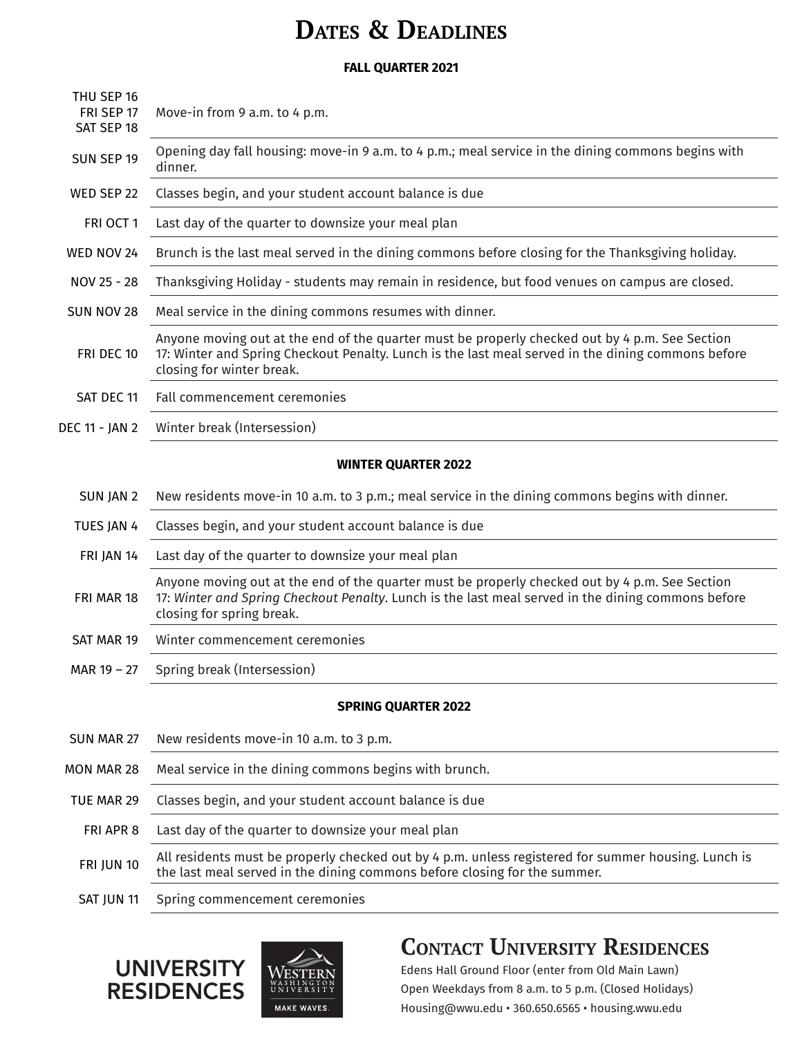# Dates & Deadlines

### FALL QUARTER 2021

| | |
|---|---|
| THU SEP 16<br>FRI SEP 17<br>SAT SEP 18 | Move-in from 9 a.m. to 4 p.m. |
| SUN SEP 19 | Opening day fall housing: move-in 9 a.m. to 4 p.m.; meal service in the dining commons begins with dinner. |
| WED SEP 22 | Classes begin, and your student account balance is due |
| FRI OCT 1 | Last day of the quarter to downsize your meal plan |
| WED NOV 24 | Brunch is the last meal served in the dining commons before closing for the Thanksgiving holiday. |
| NOV 25 - 28 | Thanksgiving Holiday - students may remain in residence, but food venues on campus are closed. |
| SUN NOV 28 | Meal service in the dining commons resumes with dinner. |
| FRI DEC 10 | Anyone moving out at the end of the quarter must be properly checked out by 4 p.m. See Section 17: Winter and Spring Checkout Penalty. Lunch is the last meal served in the dining commons before closing for winter break. |
| SAT DEC 11 | Fall commencement ceremonies |
| DEC 11 - JAN 2 | Winter break (Intersession) |

### WINTER QUARTER 2022

| | |
|---|---|
| SUN JAN 2 | New residents move-in 10 a.m. to 3 p.m.; meal service in the dining commons begins with dinner. |
| TUES JAN 4 | Classes begin, and your student account balance is due |
| FRI JAN 14 | Last day of the quarter to downsize your meal plan |
| FRI MAR 18 | Anyone moving out at the end of the quarter must be properly checked out by 4 p.m. See Section 17: *Winter and Spring Checkout Penalty*. Lunch is the last meal served in the dining commons before closing for spring break. |
| SAT MAR 19 | Winter commencement ceremonies |
| MAR 19 – 27 | Spring break (Intersession) |

### SPRING QUARTER 2022

| | |
|---|---|
| SUN MAR 27 | New residents move-in 10 a.m. to 3 p.m. |
| MON MAR 28 | Meal service in the dining commons begins with brunch. |
| TUE MAR 29 | Classes begin, and your student account balance is due |
| FRI APR 8 | Last day of the quarter to downsize your meal plan |
| FRI JUN 10 | All residents must be properly checked out by 4 p.m. unless registered for summer housing. Lunch is the last meal served in the dining commons before closing for the summer. |
| SAT JUN 11 | Spring commencement ceremonies |

UNIVERSITY RESIDENCES

Western Washington University
MAKE WAVES.

## Contact University Residences

Edens Hall Ground Floor (enter from Old Main Lawn)
Open Weekdays from 8 a.m. to 5 p.m. (Closed Holidays)
Housing@wwu.edu • 360.650.6565 • housing.wwu.edu